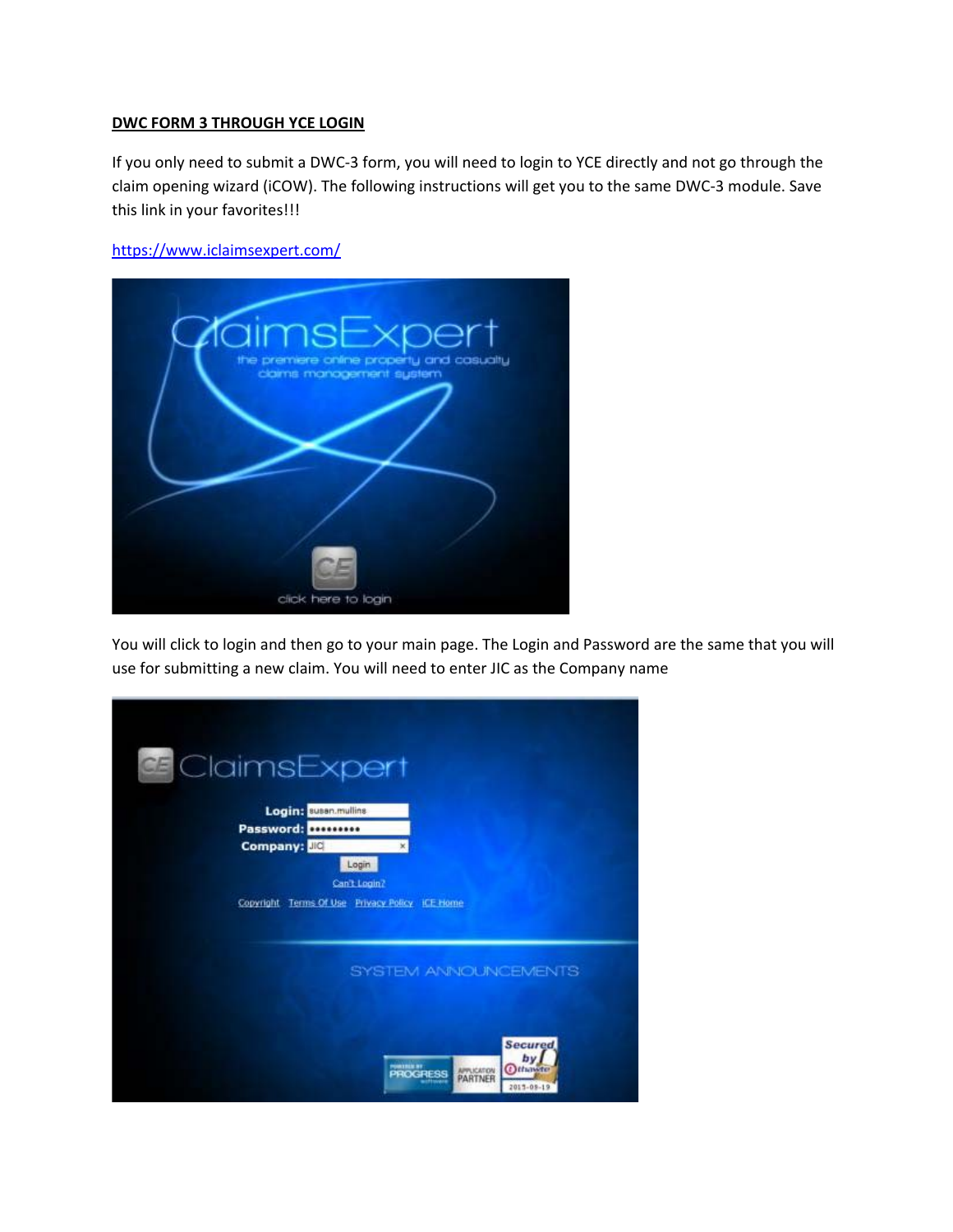**DWC FORM 3 THROUGH YCE LOGIN**

If you only need to submit a DWC-3 form, you will need to login to YCE directly and not go through the claim opening wizard (iCOW). The following instructions will get you to the same DWC-3 module. Save this link in your favorites!!!

[https://www.iclaimsexpert.com/](https://www.iclaimsexpert.com/)

You will click to login and then go to your main page. The Login and Password are the same that you will use for submitting a new claim. You will need to enter JIC as the Company name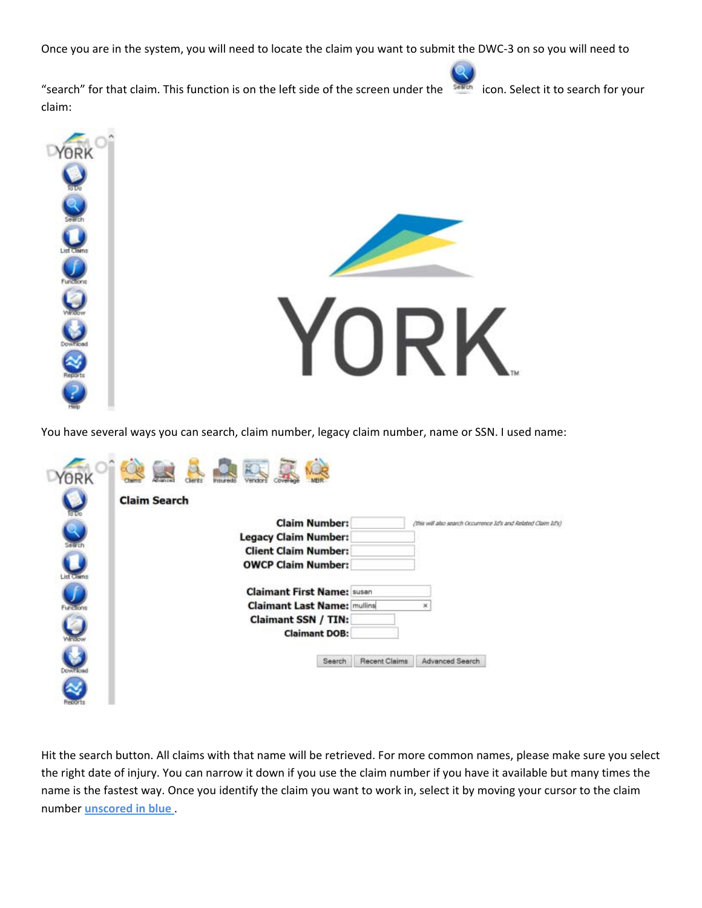Once you are in the system, you will need to locate the claim you want to submit the DWC-3 on so you will need to "search" for that claim. This function is on the left side of the screen under the Search icon. Select it to search for your claim:

You have several ways you can search, claim number, legacy claim number, name or SSN. I used name:

Hit the search button. All claims with that name will be retrieved. For more common names, please make sure you select the right date of injury. You can narrow it down if you use the claim number if you have it available but many times the name is the fastest way. Once you identify the claim you want to work in, select it by moving your cursor to the claim number unscored in blue .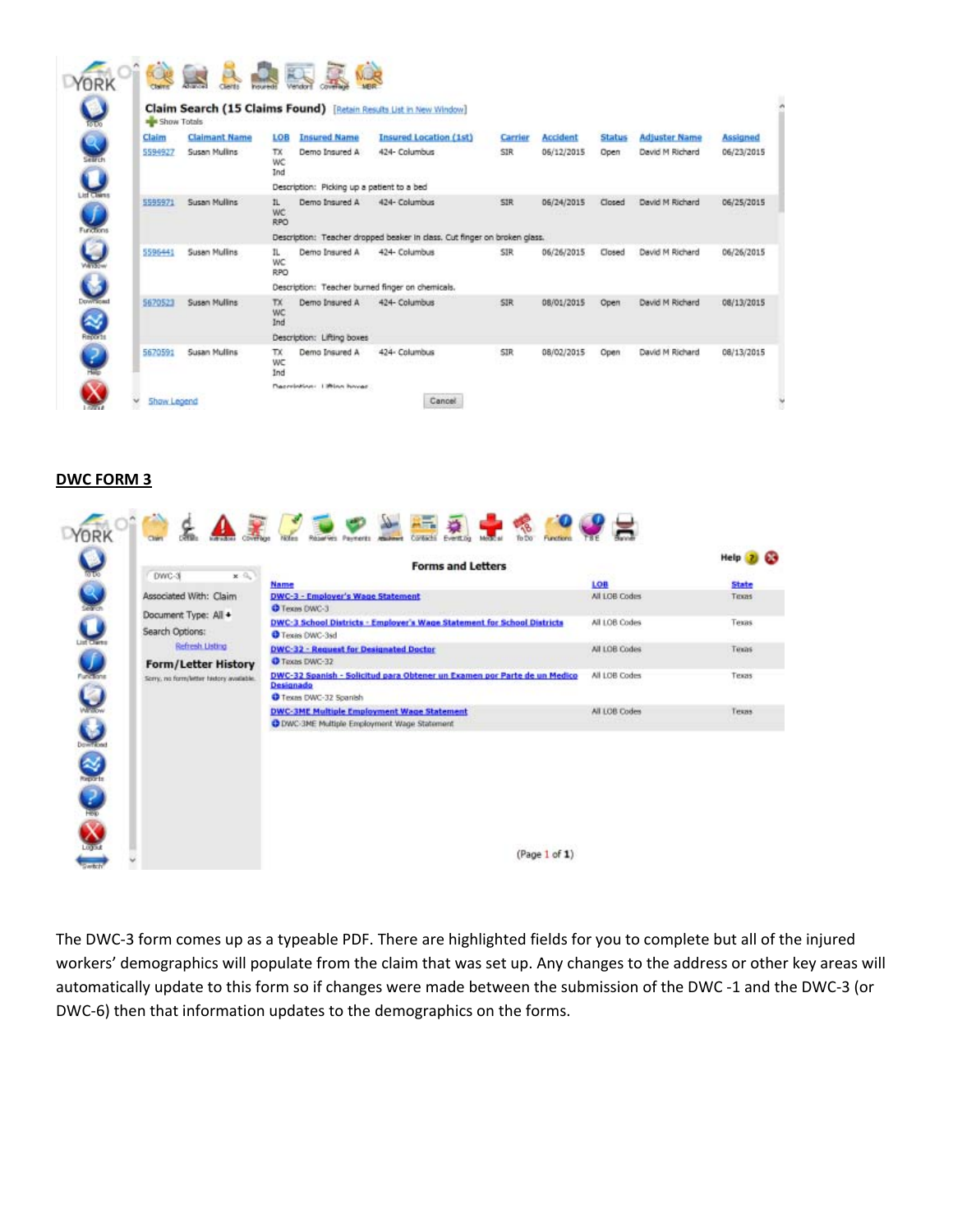Claim Search (15 Claims Found) [Retain Results List in New Window]

Show Totals

| Claim | Claimant Name | LOB | Insured Name | Insured Location (1st) | Carrier | Accident | Status | Adjuster Name | Assigned |
|---|---|---|---|---|---|---|---|---|---|
| 5594927 | Susan Mullins | TX WC Ind | Demo Insured A | 424- Columbus | SIR | 06/12/2015 | Open | David M Richard | 06/23/2015 |
| | | Description: Picking up a patient to a bed | | | | | | | |
| 5595971 | Susan Mullins | IL WC RPO | Demo Insured A | 424- Columbus | SIR | 06/24/2015 | Closed | David M Richard | 06/25/2015 |
| | | Description: Teacher dropped beaker in class. Cut finger on broken glass. | | | | | | | |
| 5596441 | Susan Mullins | IL WC RPO | Demo Insured A | 424- Columbus | SIR | 06/26/2015 | Closed | David M Richard | 06/26/2015 |
| | | Description: Teacher burned finger on chemicals. | | | | | | | |
| 5670523 | Susan Mullins | TX WC Ind | Demo Insured A | 424- Columbus | SIR | 08/01/2015 | Open | David M Richard | 08/13/2015 |
| | | Description: Lifting boxes | | | | | | | |
| 5670591 | Susan Mullins | TX WC Ind | Demo Insured A | 424- Columbus | SIR | 08/02/2015 | Open | David M Richard | 08/13/2015 |
| | | Description: Lifting boxes | | | | | | | |

Show Legend    Cancel

## DWC FORM 3

Forms and Letters

DWC-3

Associated With: Claim

Document Type: All

Search Options:

Refresh Listing

**Form/Letter History**

Sorry, no form/letter history available.

| Name | LOB | State |
|---|---|---|
| DWC-3 - Employer's Wage Statement<br>Texas DWC-3 | All LOB Codes | Texas |
| DWC-3 School Districts - Employer's Wage Statement for School Districts<br>Texas DWC-3sd | All LOB Codes | Texas |
| DWC-32 - Request for Designated Doctor<br>Texas DWC-32 | All LOB Codes | Texas |
| DWC-32 Spanish - Solicitud para Obtener un Examen por Parte de un Medico Designado<br>Texas DWC-32 Spanish | All LOB Codes | Texas |
| DWC-3ME Multiple Employment Wage Statement<br>DWC-3ME Multiple Employment Wage Statement | All LOB Codes | Texas |

(Page 1 of 1)

The DWC-3 form comes up as a typeable PDF. There are highlighted fields for you to complete but all of the injured workers' demographics will populate from the claim that was set up. Any changes to the address or other key areas will automatically update to this form so if changes were made between the submission of the DWC -1 and the DWC-3 (or DWC-6) then that information updates to the demographics on the forms.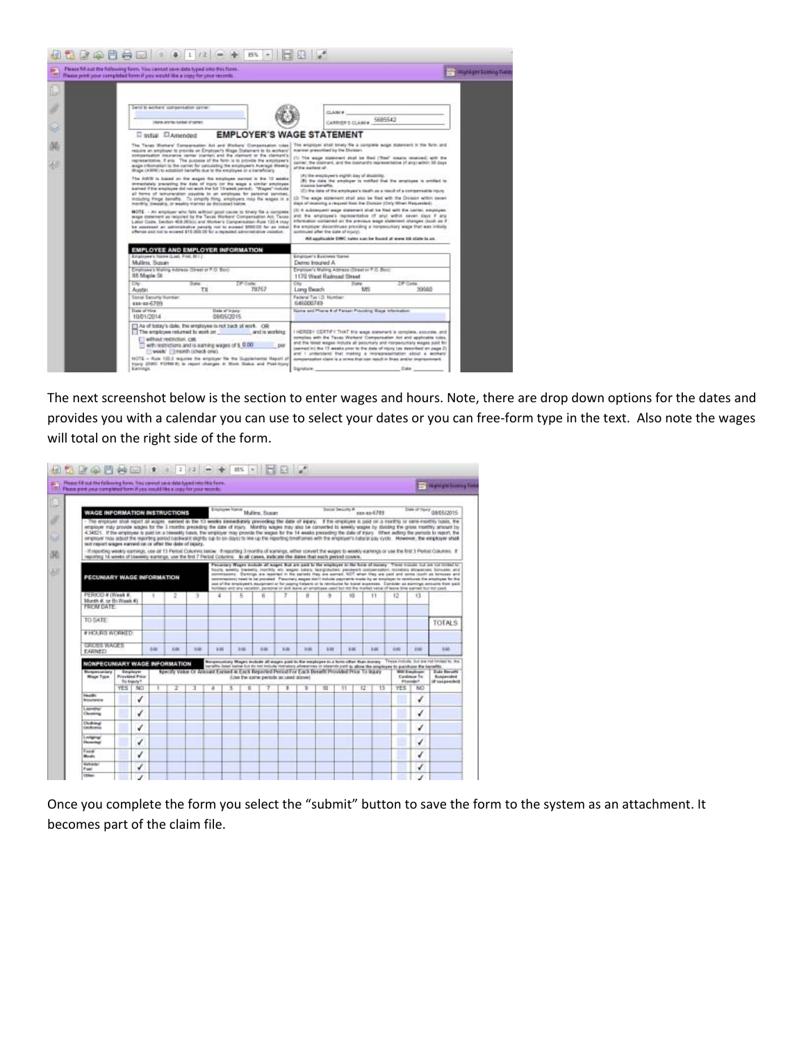The next screenshot below is the section to enter wages and hours. Note, there are drop down options for the dates and provides you with a calendar you can use to select your dates or you can free-form type in the text. Also note the wages will total on the right side of the form.

Once you complete the form you select the "submit" button to save the form to the system as an attachment. It becomes part of the claim file.